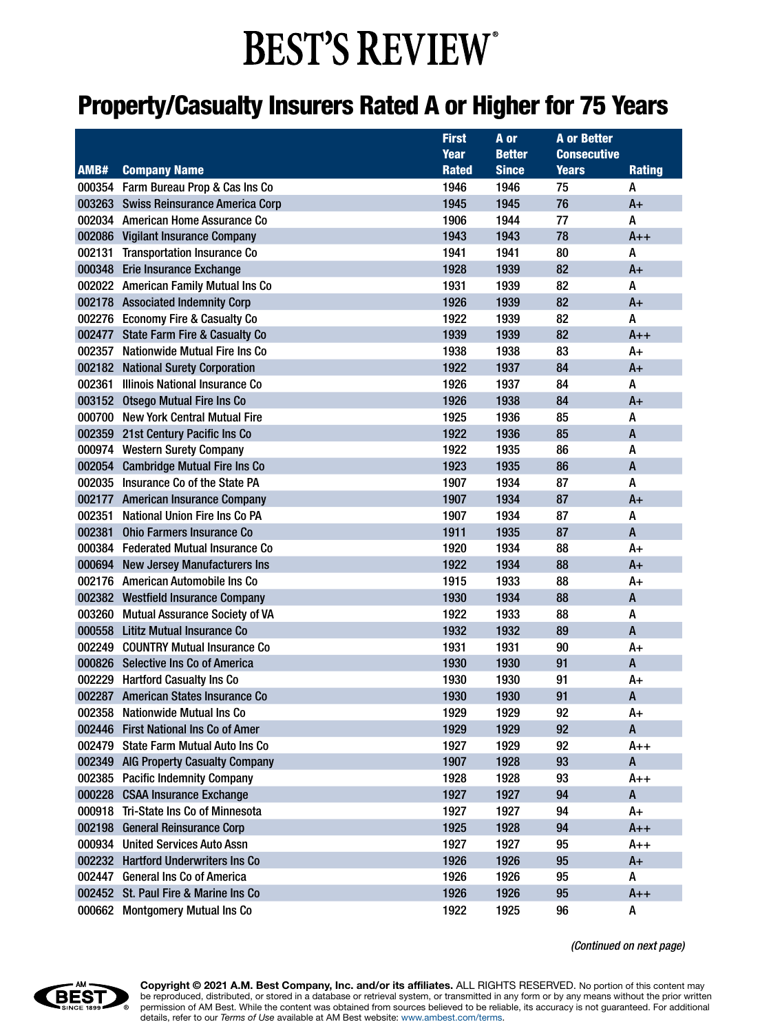# BEST'S REVIEW

## Property/Casualty Insurers Rated A or Higher for 75 Years

| AMB# | Company Name | First Year Rated | A or Better Since | A or Better Consecutive Years | Rating |
|---|---|---|---|---|---|
| 000354 | Farm Bureau Prop & Cas Ins Co | 1946 | 1946 | 75 | A |
| 003263 | Swiss Reinsurance America Corp | 1945 | 1945 | 76 | A+ |
| 002034 | American Home Assurance Co | 1906 | 1944 | 77 | A |
| 002086 | Vigilant Insurance Company | 1943 | 1943 | 78 | A++ |
| 002131 | Transportation Insurance Co | 1941 | 1941 | 80 | A |
| 000348 | Erie Insurance Exchange | 1928 | 1939 | 82 | A+ |
| 002022 | American Family Mutual Ins Co | 1931 | 1939 | 82 | A |
| 002178 | Associated Indemnity Corp | 1926 | 1939 | 82 | A+ |
| 002276 | Economy Fire & Casualty Co | 1922 | 1939 | 82 | A |
| 002477 | State Farm Fire & Casualty Co | 1939 | 1939 | 82 | A++ |
| 002357 | Nationwide Mutual Fire Ins Co | 1938 | 1938 | 83 | A+ |
| 002182 | National Surety Corporation | 1922 | 1937 | 84 | A+ |
| 002361 | Illinois National Insurance Co | 1926 | 1937 | 84 | A |
| 003152 | Otsego Mutual Fire Ins Co | 1926 | 1938 | 84 | A+ |
| 000700 | New York Central Mutual Fire | 1925 | 1936 | 85 | A |
| 002359 | 21st Century Pacific Ins Co | 1922 | 1936 | 85 | A |
| 000974 | Western Surety Company | 1922 | 1935 | 86 | A |
| 002054 | Cambridge Mutual Fire Ins Co | 1923 | 1935 | 86 | A |
| 002035 | Insurance Co of the State PA | 1907 | 1934 | 87 | A |
| 002177 | American Insurance Company | 1907 | 1934 | 87 | A+ |
| 002351 | National Union Fire Ins Co PA | 1907 | 1934 | 87 | A |
| 002381 | Ohio Farmers Insurance Co | 1911 | 1935 | 87 | A |
| 000384 | Federated Mutual Insurance Co | 1920 | 1934 | 88 | A+ |
| 000694 | New Jersey Manufacturers Ins | 1922 | 1934 | 88 | A+ |
| 002176 | American Automobile Ins Co | 1915 | 1933 | 88 | A+ |
| 002382 | Westfield Insurance Company | 1930 | 1934 | 88 | A |
| 003260 | Mutual Assurance Society of VA | 1922 | 1933 | 88 | A |
| 000558 | Lititz Mutual Insurance Co | 1932 | 1932 | 89 | A |
| 002249 | COUNTRY Mutual Insurance Co | 1931 | 1931 | 90 | A+ |
| 000826 | Selective Ins Co of America | 1930 | 1930 | 91 | A |
| 002229 | Hartford Casualty Ins Co | 1930 | 1930 | 91 | A+ |
| 002287 | American States Insurance Co | 1930 | 1930 | 91 | A |
| 002358 | Nationwide Mutual Ins Co | 1929 | 1929 | 92 | A+ |
| 002446 | First National Ins Co of Amer | 1929 | 1929 | 92 | A |
| 002479 | State Farm Mutual Auto Ins Co | 1927 | 1929 | 92 | A++ |
| 002349 | AIG Property Casualty Company | 1907 | 1928 | 93 | A |
| 002385 | Pacific Indemnity Company | 1928 | 1928 | 93 | A++ |
| 000228 | CSAA Insurance Exchange | 1927 | 1927 | 94 | A |
| 000918 | Tri-State Ins Co of Minnesota | 1927 | 1927 | 94 | A+ |
| 002198 | General Reinsurance Corp | 1925 | 1928 | 94 | A++ |
| 000934 | United Services Auto Assn | 1927 | 1927 | 95 | A++ |
| 002232 | Hartford Underwriters Ins Co | 1926 | 1926 | 95 | A+ |
| 002447 | General Ins Co of America | 1926 | 1926 | 95 | A |
| 002452 | St. Paul Fire & Marine Ins Co | 1926 | 1926 | 95 | A++ |
| 000662 | Montgomery Mutual Ins Co | 1922 | 1925 | 96 | A |

*(Continued on next page)*

**Copyright © 2021 A.M. Best Company, Inc. and/or its affiliates.** ALL RIGHTS RESERVED. No portion of this content may be reproduced, distributed, or stored in a database or retrieval system, or transmitted in any form or by any means without the prior written permission of AM Best. While the content was obtained from sources believed to be reliable, its accuracy is not guaranteed. For additional details, refer to our *Terms of Use* available at AM Best website: www.ambest.com/terms.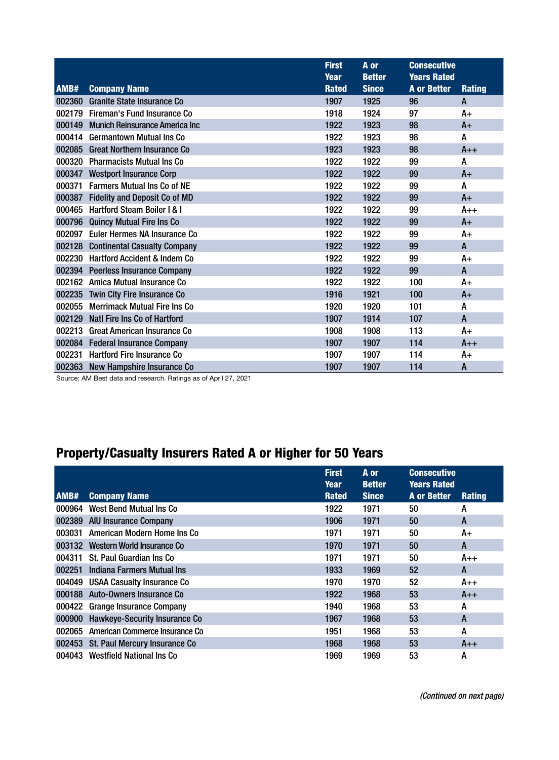| AMB# | Company Name | First Year Rated | A or Better Since | Consecutive Years Rated A or Better | Rating |
|---|---|---|---|---|---|
| 002360 | Granite State Insurance Co | 1907 | 1925 | 96 | A |
| 002179 | Fireman's Fund Insurance Co | 1918 | 1924 | 97 | A+ |
| 000149 | Munich Reinsurance America Inc | 1922 | 1923 | 98 | A+ |
| 000414 | Germantown Mutual Ins Co | 1922 | 1923 | 98 | A |
| 002085 | Great Northern Insurance Co | 1923 | 1923 | 98 | A++ |
| 000320 | Pharmacists Mutual Ins Co | 1922 | 1922 | 99 | A |
| 000347 | Westport Insurance Corp | 1922 | 1922 | 99 | A+ |
| 000371 | Farmers Mutual Ins Co of NE | 1922 | 1922 | 99 | A |
| 000387 | Fidelity and Deposit Co of MD | 1922 | 1922 | 99 | A+ |
| 000465 | Hartford Steam Boiler I & I | 1922 | 1922 | 99 | A++ |
| 000796 | Quincy Mutual Fire Ins Co | 1922 | 1922 | 99 | A+ |
| 002097 | Euler Hermes NA Insurance Co | 1922 | 1922 | 99 | A+ |
| 002128 | Continental Casualty Company | 1922 | 1922 | 99 | A |
| 002230 | Hartford Accident & Indem Co | 1922 | 1922 | 99 | A+ |
| 002394 | Peerless Insurance Company | 1922 | 1922 | 99 | A |
| 002162 | Amica Mutual Insurance Co | 1922 | 1922 | 100 | A+ |
| 002235 | Twin City Fire Insurance Co | 1916 | 1921 | 100 | A+ |
| 002055 | Merrimack Mutual Fire Ins Co | 1920 | 1920 | 101 | A |
| 002129 | Natl Fire Ins Co of Hartford | 1907 | 1914 | 107 | A |
| 002213 | Great American Insurance Co | 1908 | 1908 | 113 | A+ |
| 002084 | Federal Insurance Company | 1907 | 1907 | 114 | A++ |
| 002231 | Hartford Fire Insurance Co | 1907 | 1907 | 114 | A+ |
| 002363 | New Hampshire Insurance Co | 1907 | 1907 | 114 | A |

Source: AM Best data and research. Ratings as of April 27, 2021

## Property/Casualty Insurers Rated A or Higher for 50 Years

| AMB# | Company Name | First Year Rated | A or Better Since | Consecutive Years Rated A or Better | Rating |
|---|---|---|---|---|---|
| 000964 | West Bend Mutual Ins Co | 1922 | 1971 | 50 | A |
| 002389 | AIU Insurance Company | 1906 | 1971 | 50 | A |
| 003031 | American Modern Home Ins Co | 1971 | 1971 | 50 | A+ |
| 003132 | Western World Insurance Co | 1970 | 1971 | 50 | A |
| 004311 | St. Paul Guardian Ins Co | 1971 | 1971 | 50 | A++ |
| 002251 | Indiana Farmers Mutual Ins | 1933 | 1969 | 52 | A |
| 004049 | USAA Casualty Insurance Co | 1970 | 1970 | 52 | A++ |
| 000188 | Auto-Owners Insurance Co | 1922 | 1968 | 53 | A++ |
| 000422 | Grange Insurance Company | 1940 | 1968 | 53 | A |
| 000900 | Hawkeye-Security Insurance Co | 1967 | 1968 | 53 | A |
| 002065 | American Commerce Insurance Co | 1951 | 1968 | 53 | A |
| 002453 | St. Paul Mercury Insurance Co | 1968 | 1968 | 53 | A++ |
| 004043 | Westfield National Ins Co | 1969 | 1969 | 53 | A |

*(Continued on next page)*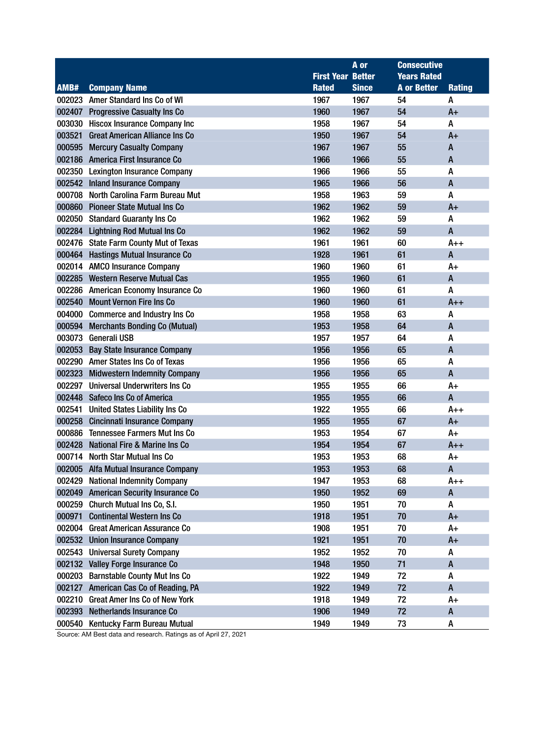| AMB# | Company Name | First Year Rated | A or Better Since | Consecutive Years Rated A or Better | Rating |
|---|---|---|---|---|---|
| 002023 | Amer Standard Ins Co of WI | 1967 | 1967 | 54 | A |
| 002407 | Progressive Casualty Ins Co | 1960 | 1967 | 54 | A+ |
| 003030 | Hiscox Insurance Company Inc | 1958 | 1967 | 54 | A |
| 003521 | Great American Alliance Ins Co | 1950 | 1967 | 54 | A+ |
| 000595 | Mercury Casualty Company | 1967 | 1967 | 55 | A |
| 002186 | America First Insurance Co | 1966 | 1966 | 55 | A |
| 002350 | Lexington Insurance Company | 1966 | 1966 | 55 | A |
| 002542 | Inland Insurance Company | 1965 | 1966 | 56 | A |
| 000708 | North Carolina Farm Bureau Mut | 1958 | 1963 | 59 | A |
| 000860 | Pioneer State Mutual Ins Co | 1962 | 1962 | 59 | A+ |
| 002050 | Standard Guaranty Ins Co | 1962 | 1962 | 59 | A |
| 002284 | Lightning Rod Mutual Ins Co | 1962 | 1962 | 59 | A |
| 002476 | State Farm County Mut of Texas | 1961 | 1961 | 60 | A++ |
| 000464 | Hastings Mutual Insurance Co | 1928 | 1961 | 61 | A |
| 002014 | AMCO Insurance Company | 1960 | 1960 | 61 | A+ |
| 002285 | Western Reserve Mutual Cas | 1955 | 1960 | 61 | A |
| 002286 | American Economy Insurance Co | 1960 | 1960 | 61 | A |
| 002540 | Mount Vernon Fire Ins Co | 1960 | 1960 | 61 | A++ |
| 004000 | Commerce and Industry Ins Co | 1958 | 1958 | 63 | A |
| 000594 | Merchants Bonding Co (Mutual) | 1953 | 1958 | 64 | A |
| 003073 | Generali USB | 1957 | 1957 | 64 | A |
| 002053 | Bay State Insurance Company | 1956 | 1956 | 65 | A |
| 002290 | Amer States Ins Co of Texas | 1956 | 1956 | 65 | A |
| 002323 | Midwestern Indemnity Company | 1956 | 1956 | 65 | A |
| 002297 | Universal Underwriters Ins Co | 1955 | 1955 | 66 | A+ |
| 002448 | Safeco Ins Co of America | 1955 | 1955 | 66 | A |
| 002541 | United States Liability Ins Co | 1922 | 1955 | 66 | A++ |
| 000258 | Cincinnati Insurance Company | 1955 | 1955 | 67 | A+ |
| 000886 | Tennessee Farmers Mut Ins Co | 1953 | 1954 | 67 | A+ |
| 002428 | National Fire & Marine Ins Co | 1954 | 1954 | 67 | A++ |
| 000714 | North Star Mutual Ins Co | 1953 | 1953 | 68 | A+ |
| 002005 | Alfa Mutual Insurance Company | 1953 | 1953 | 68 | A |
| 002429 | National Indemnity Company | 1947 | 1953 | 68 | A++ |
| 002049 | American Security Insurance Co | 1950 | 1952 | 69 | A |
| 000259 | Church Mutual Ins Co, S.I. | 1950 | 1951 | 70 | A |
| 000971 | Continental Western Ins Co | 1918 | 1951 | 70 | A+ |
| 002004 | Great American Assurance Co | 1908 | 1951 | 70 | A+ |
| 002532 | Union Insurance Company | 1921 | 1951 | 70 | A+ |
| 002543 | Universal Surety Company | 1952 | 1952 | 70 | A |
| 002132 | Valley Forge Insurance Co | 1948 | 1950 | 71 | A |
| 000203 | Barnstable County Mut Ins Co | 1922 | 1949 | 72 | A |
| 002127 | American Cas Co of Reading, PA | 1922 | 1949 | 72 | A |
| 002210 | Great Amer Ins Co of New York | 1918 | 1949 | 72 | A+ |
| 002393 | Netherlands Insurance Co | 1906 | 1949 | 72 | A |
| 000540 | Kentucky Farm Bureau Mutual | 1949 | 1949 | 73 | A |

Source: AM Best data and research. Ratings as of April 27, 2021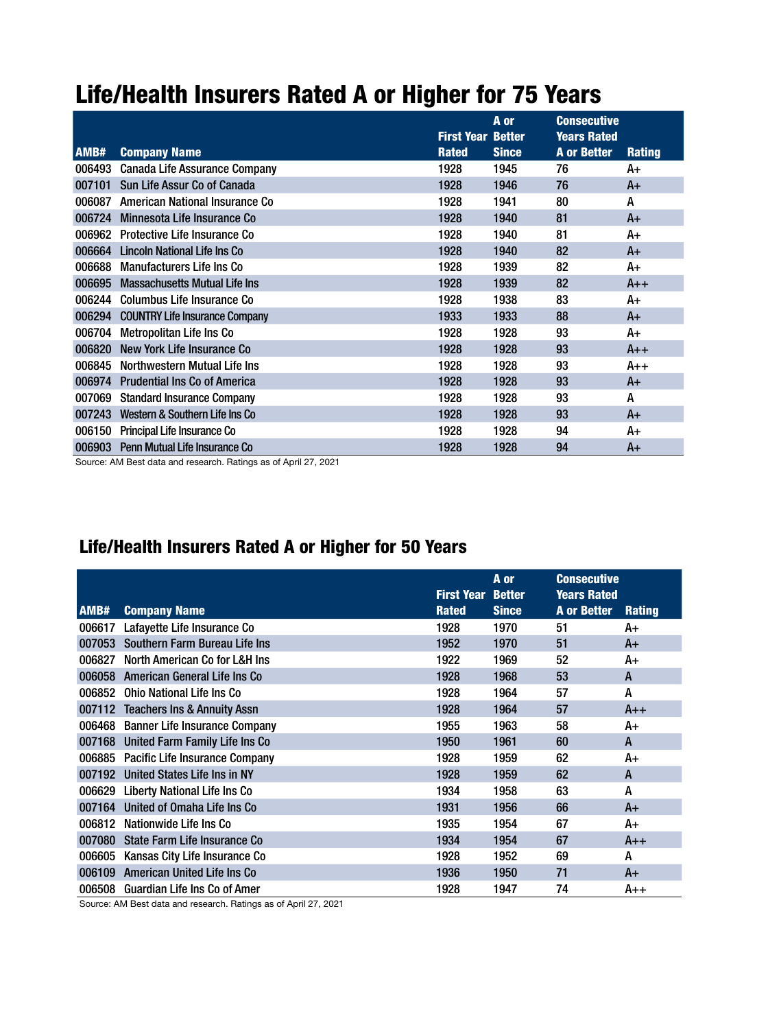# Life/Health Insurers Rated A or Higher for 75 Years

| AMB# | Company Name | First Year Rated | A or Better Since | Consecutive Years Rated A or Better | Rating |
|---|---|---|---|---|---|
| 006493 | Canada Life Assurance Company | 1928 | 1945 | 76 | A+ |
| 007101 | Sun Life Assur Co of Canada | 1928 | 1946 | 76 | A+ |
| 006087 | American National Insurance Co | 1928 | 1941 | 80 | A |
| 006724 | Minnesota Life Insurance Co | 1928 | 1940 | 81 | A+ |
| 006962 | Protective Life Insurance Co | 1928 | 1940 | 81 | A+ |
| 006664 | Lincoln National Life Ins Co | 1928 | 1940 | 82 | A+ |
| 006688 | Manufacturers Life Ins Co | 1928 | 1939 | 82 | A+ |
| 006695 | Massachusetts Mutual Life Ins | 1928 | 1939 | 82 | A++ |
| 006244 | Columbus Life Insurance Co | 1928 | 1938 | 83 | A+ |
| 006294 | COUNTRY Life Insurance Company | 1933 | 1933 | 88 | A+ |
| 006704 | Metropolitan Life Ins Co | 1928 | 1928 | 93 | A+ |
| 006820 | New York Life Insurance Co | 1928 | 1928 | 93 | A++ |
| 006845 | Northwestern Mutual Life Ins | 1928 | 1928 | 93 | A++ |
| 006974 | Prudential Ins Co of America | 1928 | 1928 | 93 | A+ |
| 007069 | Standard Insurance Company | 1928 | 1928 | 93 | A |
| 007243 | Western & Southern Life Ins Co | 1928 | 1928 | 93 | A+ |
| 006150 | Principal Life Insurance Co | 1928 | 1928 | 94 | A+ |
| 006903 | Penn Mutual Life Insurance Co | 1928 | 1928 | 94 | A+ |

Source: AM Best data and research. Ratings as of April 27, 2021

## Life/Health Insurers Rated A or Higher for 50 Years

| AMB# | Company Name | First Year Rated | A or Better Since | Consecutive Years Rated A or Better | Rating |
|---|---|---|---|---|---|
| 006617 | Lafayette Life Insurance Co | 1928 | 1970 | 51 | A+ |
| 007053 | Southern Farm Bureau Life Ins | 1952 | 1970 | 51 | A+ |
| 006827 | North American Co for L&H Ins | 1922 | 1969 | 52 | A+ |
| 006058 | American General Life Ins Co | 1928 | 1968 | 53 | A |
| 006852 | Ohio National Life Ins Co | 1928 | 1964 | 57 | A |
| 007112 | Teachers Ins & Annuity Assn | 1928 | 1964 | 57 | A++ |
| 006468 | Banner Life Insurance Company | 1955 | 1963 | 58 | A+ |
| 007168 | United Farm Family Life Ins Co | 1950 | 1961 | 60 | A |
| 006885 | Pacific Life Insurance Company | 1928 | 1959 | 62 | A+ |
| 007192 | United States Life Ins in NY | 1928 | 1959 | 62 | A |
| 006629 | Liberty National Life Ins Co | 1934 | 1958 | 63 | A |
| 007164 | United of Omaha Life Ins Co | 1931 | 1956 | 66 | A+ |
| 006812 | Nationwide Life Ins Co | 1935 | 1954 | 67 | A+ |
| 007080 | State Farm Life Insurance Co | 1934 | 1954 | 67 | A++ |
| 006605 | Kansas City Life Insurance Co | 1928 | 1952 | 69 | A |
| 006109 | American United Life Ins Co | 1936 | 1950 | 71 | A+ |
| 006508 | Guardian Life Ins Co of Amer | 1928 | 1947 | 74 | A++ |

Source: AM Best data and research. Ratings as of April 27, 2021